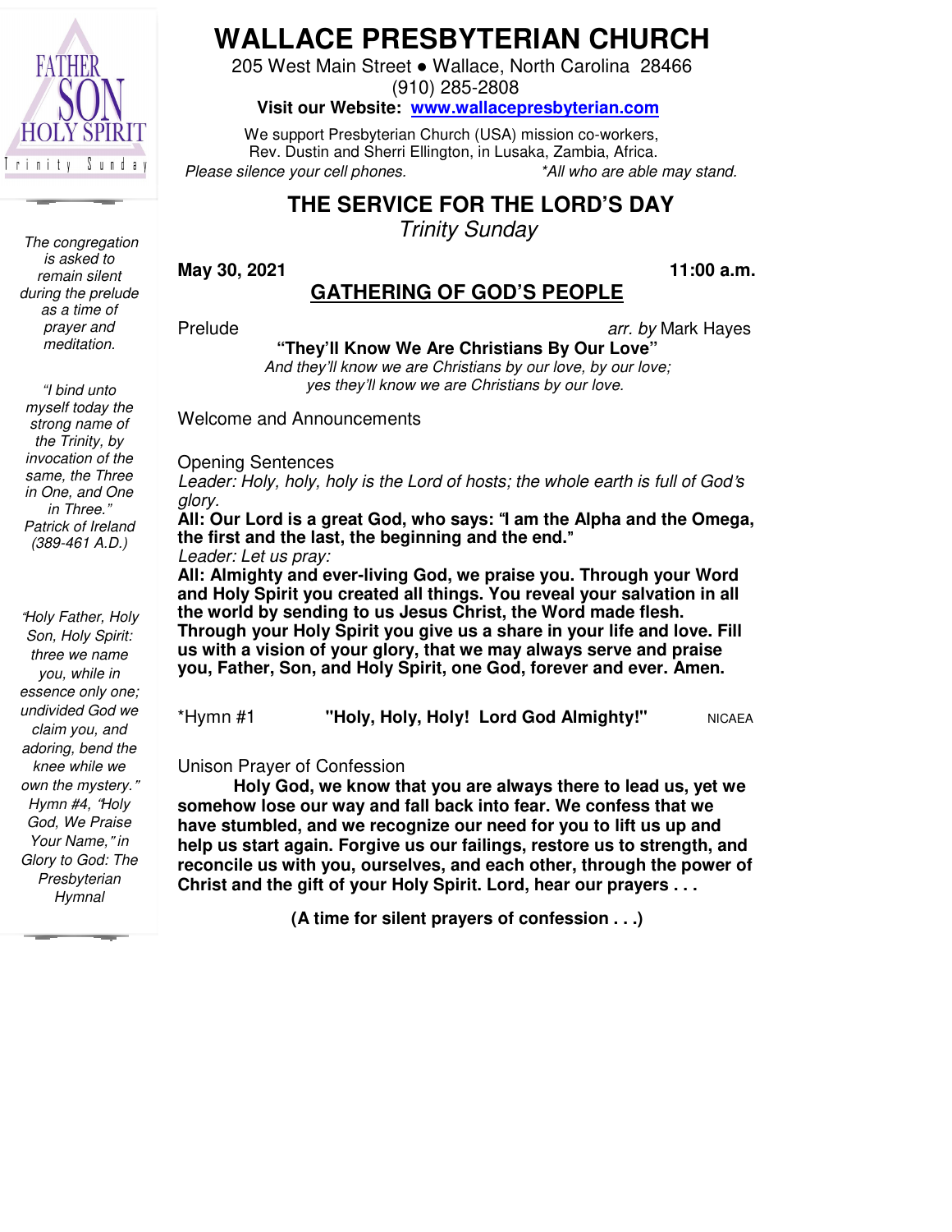FATHER SON HOLY SPIRIT
Trinity Sunday

*The congregation is asked to remain silent during the prelude as a time of prayer and meditation.*

*"I bind unto myself today the strong name of the Trinity, by invocation of the same, the Three in One, and One in Three." Patrick of Ireland (389-461 A.D.)*

*"Holy Father, Holy Son, Holy Spirit: three we name you, while in essence only one; undivided God we claim you, and adoring, bend the knee while we own the mystery." Hymn #4, "Holy God, We Praise Your Name," in Glory to God: The Presbyterian Hymnal*

# WALLACE PRESBYTERIAN CHURCH

205 West Main Street • Wallace, North Carolina 28466
(910) 285-2808
**Visit our Website: www.wallacepresbyterian.com**

We support Presbyterian Church (USA) mission co-workers, Rev. Dustin and Sherri Ellington, in Lusaka, Zambia, Africa.

*Please silence your cell phones.* *All who are able may stand.*

## THE SERVICE FOR THE LORD'S DAY

*Trinity Sunday*

**May 30, 2021** **11:00 a.m.**

## GATHERING OF GOD'S PEOPLE

Prelude *arr. by* Mark Hayes

**"They'll Know We Are Christians By Our Love"**
*And they'll know we are Christians by our love, by our love; yes they'll know we are Christians by our love.*

Welcome and Announcements

Opening Sentences
*Leader: Holy, holy, holy is the Lord of hosts; the whole earth is full of God's glory.*
**All: Our Lord is a great God, who says: "I am the Alpha and the Omega, the first and the last, the beginning and the end."**
*Leader: Let us pray:*
**All: Almighty and ever-living God, we praise you. Through your Word and Holy Spirit you created all things. You reveal your salvation in all the world by sending to us Jesus Christ, the Word made flesh. Through your Holy Spirit you give us a share in your life and love. Fill us with a vision of your glory, that we may always serve and praise you, Father, Son, and Holy Spirit, one God, forever and ever. Amen.**

*Hymn #1 **"Holy, Holy, Holy! Lord God Almighty!"** NICAEA

Unison Prayer of Confession
**Holy God, we know that you are always there to lead us, yet we somehow lose our way and fall back into fear. We confess that we have stumbled, and we recognize our need for you to lift us up and help us start again. Forgive us our failings, restore us to strength, and reconcile us with you, ourselves, and each other, through the power of Christ and the gift of your Holy Spirit. Lord, hear our prayers . . .**

**(A time for silent prayers of confession . . .)**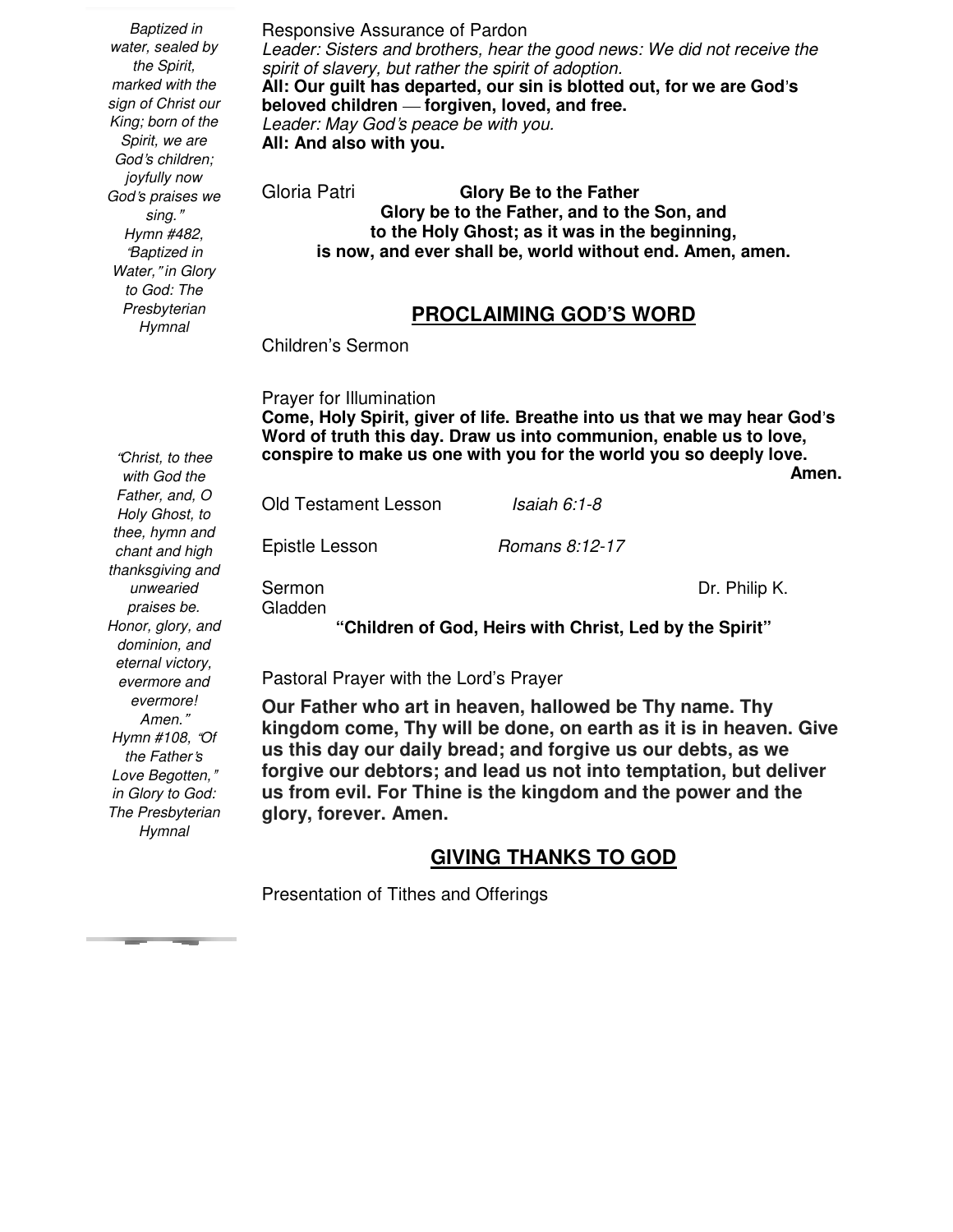*"Baptized in water, sealed by the Spirit, marked with the sign of Christ our King; born of the Spirit, we are God's children; joyfully now God's praises we sing."*
*Hymn #482, "Baptized in Water," in Glory to God: The Presbyterian Hymnal*

Responsive Assurance of Pardon

*Leader: Sisters and brothers, hear the good news: We did not receive the spirit of slavery, but rather the spirit of adoption.*

**All: Our guilt has departed, our sin is blotted out, for we are God's beloved children — forgiven, loved, and free.**

*Leader: May God's peace be with you.*

**All: And also with you.**

Gloria Patri **Glory Be to the Father**

**Glory be to the Father, and to the Son, and to the Holy Ghost; as it was in the beginning, is now, and ever shall be, world without end. Amen, amen.**

## PROCLAIMING GOD'S WORD

Children's Sermon

Prayer for Illumination

**Come, Holy Spirit, giver of life. Breathe into us that we may hear God's Word of truth this day. Draw us into communion, enable us to love, conspire to make us one with you for the world you so deeply love. Amen.**

*"Christ, to thee with God the Father, and, O Holy Ghost, to thee, hymn and chant and high thanksgiving and unwearied praises be. Honor, glory, and dominion, and eternal victory, evermore and evermore! Amen."*
*Hymn #108, "Of the Father's Love Begotten," in Glory to God: The Presbyterian Hymnal*

Old Testament Lesson *Isaiah 6:1-8*

Epistle Lesson *Romans 8:12-17*

Sermon Dr. Philip K. Gladden

**"Children of God, Heirs with Christ, Led by the Spirit"**

Pastoral Prayer with the Lord's Prayer

**Our Father who art in heaven, hallowed be Thy name. Thy kingdom come, Thy will be done, on earth as it is in heaven. Give us this day our daily bread; and forgive us our debts, as we forgive our debtors; and lead us not into temptation, but deliver us from evil. For Thine is the kingdom and the power and the glory, forever. Amen.**

## GIVING THANKS TO GOD

Presentation of Tithes and Offerings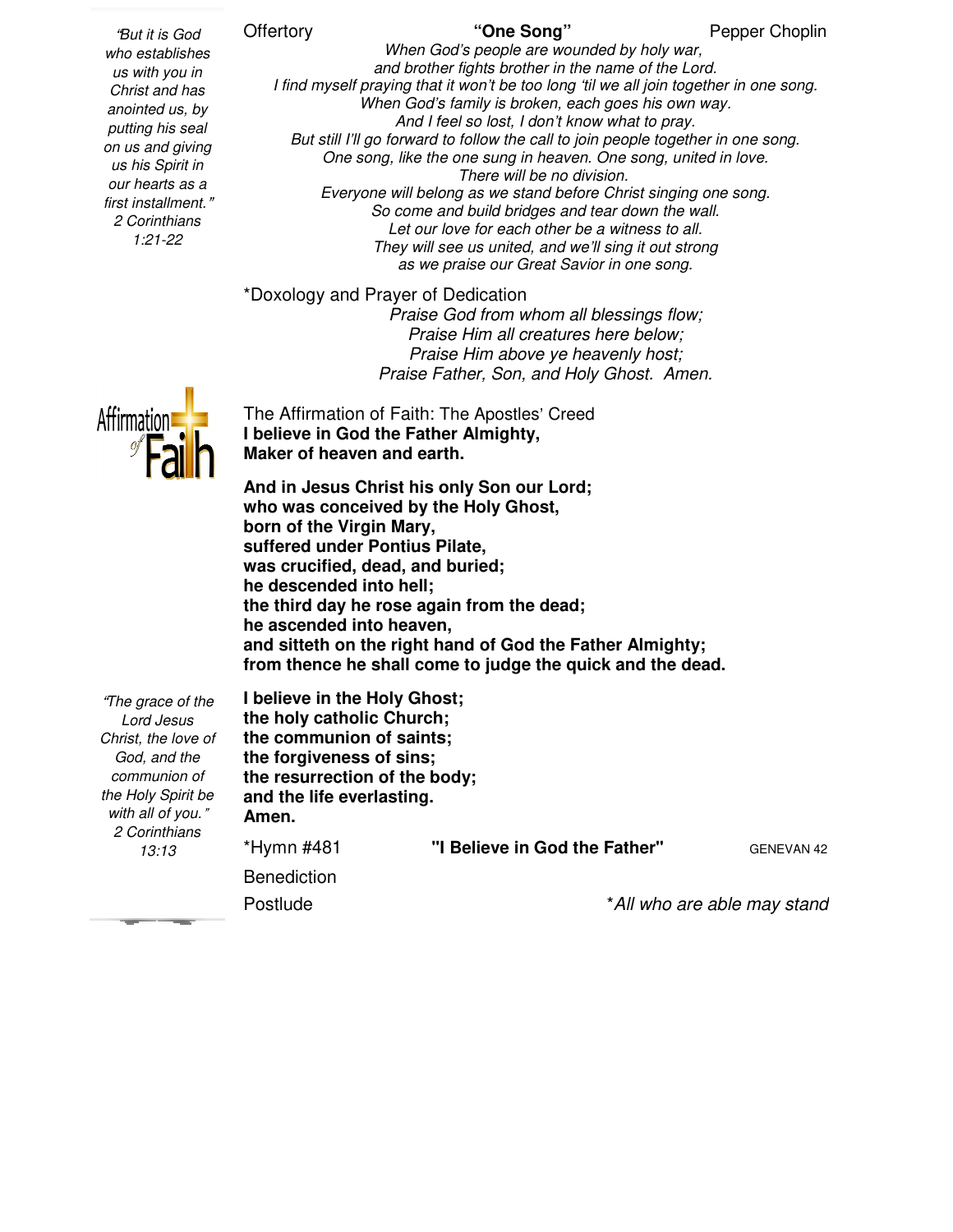*"But it is God who establishes us with you in Christ and has anointed us, by putting his seal on us and giving us his Spirit in our hearts as a first installment."*
*2 Corinthians 1:21-22*

Offertory **"One Song"** Pepper Choplin

*When God's people are wounded by holy war,*
*and brother fights brother in the name of the Lord.*
*I find myself praying that it won't be too long 'til we all join together in one song.*
*When God's family is broken, each goes his own way.*
*And I feel so lost, I don't know what to pray.*
*But still I'll go forward to follow the call to join people together in one song.*
*One song, like the one sung in heaven. One song, united in love.*
*There will be no division.*
*Everyone will belong as we stand before Christ singing one song.*
*So come and build bridges and tear down the wall.*
*Let our love for each other be a witness to all.*
*They will see us united, and we'll sing it out strong*
*as we praise our Great Savior in one song.*

*Doxology and Prayer of Dedication

*Praise God from whom all blessings flow;*
*Praise Him all creatures here below;*
*Praise Him above ye heavenly host;*
*Praise Father, Son, and Holy Ghost. Amen.*

Affirmation of Faith

The Affirmation of Faith: The Apostles' Creed

**I believe in God the Father Almighty,**
**Maker of heaven and earth.**

**And in Jesus Christ his only Son our Lord;**
**who was conceived by the Holy Ghost,**
**born of the Virgin Mary,**
**suffered under Pontius Pilate,**
**was crucified, dead, and buried;**
**he descended into hell;**
**the third day he rose again from the dead;**
**he ascended into heaven,**
**and sitteth on the right hand of God the Father Almighty;**
**from thence he shall come to judge the quick and the dead.**

**I believe in the Holy Ghost;**
**the holy catholic Church;**
**the communion of saints;**
**the forgiveness of sins;**
**the resurrection of the body;**
**and the life everlasting.**
**Amen.**

*"The grace of the Lord Jesus Christ, the love of God, and the communion of the Holy Spirit be with all of you."*
*2 Corinthians 13:13*

*Hymn #481 **"I Believe in God the Father"** GENEVAN 42

Benediction

Postlude

*\*All who are able may stand*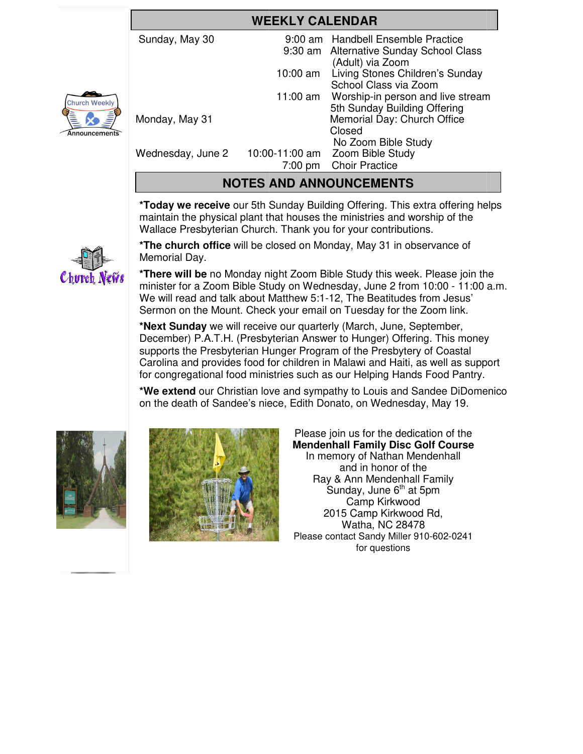## WEEKLY CALENDAR

| | | |
|---|---|---|
| Sunday, May 30 | 9:00 am | Handbell Ensemble Practice |
| | 9:30 am | Alternative Sunday School Class (Adult) via Zoom |
| | 10:00 am | Living Stones Children's Sunday School Class via Zoom |
| | 11:00 am | Worship-in person and live stream |
| | | 5th Sunday Building Offering |
| Monday, May 31 | | Memorial Day: Church Office Closed |
| | | No Zoom Bible Study |
| Wednesday, June 2 | 10:00-11:00 am | Zoom Bible Study |
| | 7:00 pm | Choir Practice |

## NOTES AND ANNOUNCEMENTS

***Today we receive** our 5th Sunday Building Offering. This extra offering helps maintain the physical plant that houses the ministries and worship of the Wallace Presbyterian Church. Thank you for your contributions.

***The church office** will be closed on Monday, May 31 in observance of Memorial Day.

***There will be** no Monday night Zoom Bible Study this week. Please join the minister for a Zoom Bible Study on Wednesday, June 2 from 10:00 - 11:00 a.m. We will read and talk about Matthew 5:1-12, The Beatitudes from Jesus' Sermon on the Mount. Check your email on Tuesday for the Zoom link.

***Next Sunday** we will receive our quarterly (March, June, September, December) P.A.T.H. (Presbyterian Answer to Hunger) Offering. This money supports the Presbyterian Hunger Program of the Presbytery of Coastal Carolina and provides food for children in Malawi and Haiti, as well as support for congregational food ministries such as our Helping Hands Food Pantry.

***We extend** our Christian love and sympathy to Louis and Sandee DiDomenico on the death of Sandee's niece, Edith Donato, on Wednesday, May 19.

Please join us for the dedication of the
**Mendenhall Family Disc Golf Course**
In memory of Nathan Mendenhall
and in honor of the
Ray & Ann Mendenhall Family
Sunday, June 6th at 5pm
Camp Kirkwood
2015 Camp Kirkwood Rd,
Watha, NC 28478
Please contact Sandy Miller 910-602-0241
for questions